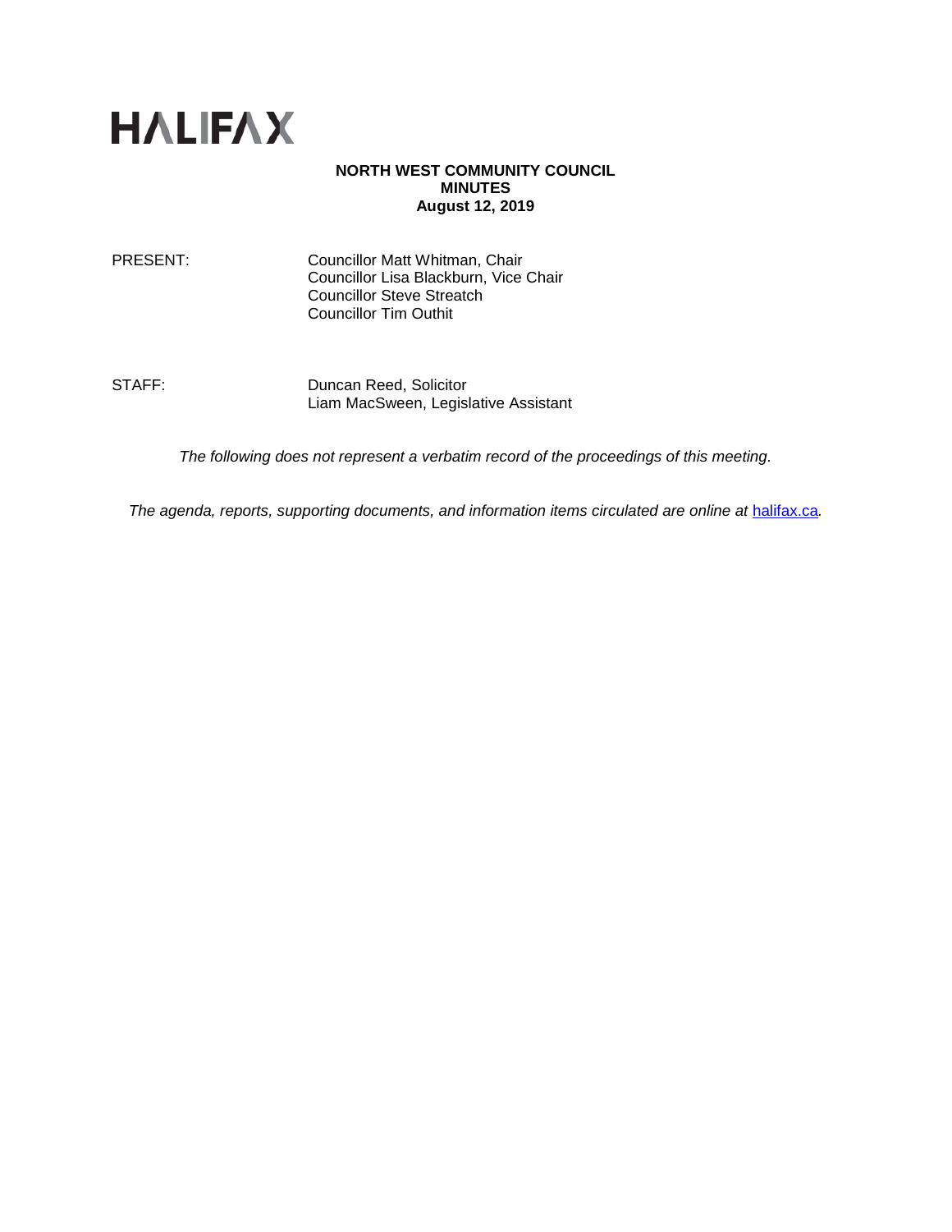HALIFAX

**NORTH WEST COMMUNITY COUNCIL**
**MINUTES**
**August 12, 2019**

PRESENT: Councillor Matt Whitman, Chair
Councillor Lisa Blackburn, Vice Chair
Councillor Steve Streatch
Councillor Tim Outhit

STAFF: Duncan Reed, Solicitor
Liam MacSween, Legislative Assistant

*The following does not represent a verbatim record of the proceedings of this meeting.*

*The agenda, reports, supporting documents, and information items circulated are online at* [halifax.ca](halifax.ca)*.*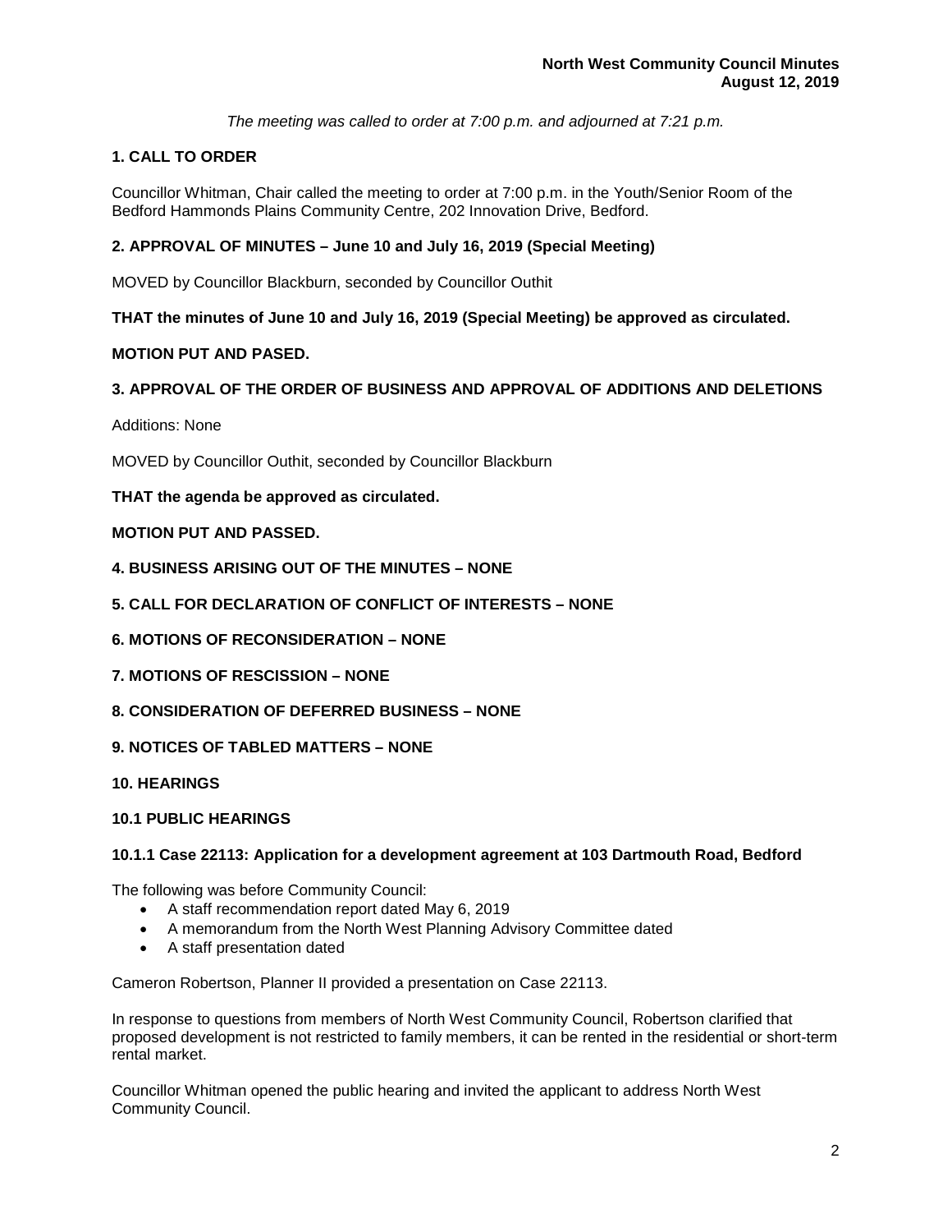*The meeting was called to order at 7:00 p.m. and adjourned at 7:21 p.m.*

## 1. CALL TO ORDER

Councillor Whitman, Chair called the meeting to order at 7:00 p.m. in the Youth/Senior Room of the Bedford Hammonds Plains Community Centre, 202 Innovation Drive, Bedford.

## 2. APPROVAL OF MINUTES – June 10 and July 16, 2019 (Special Meeting)

MOVED by Councillor Blackburn, seconded by Councillor Outhit

**THAT the minutes of June 10 and July 16, 2019 (Special Meeting) be approved as circulated.**

**MOTION PUT AND PASED.**

## 3. APPROVAL OF THE ORDER OF BUSINESS AND APPROVAL OF ADDITIONS AND DELETIONS

Additions: None

MOVED by Councillor Outhit, seconded by Councillor Blackburn

**THAT the agenda be approved as circulated.**

**MOTION PUT AND PASSED.**

## 4. BUSINESS ARISING OUT OF THE MINUTES – NONE

## 5. CALL FOR DECLARATION OF CONFLICT OF INTERESTS – NONE

## 6. MOTIONS OF RECONSIDERATION – NONE

## 7. MOTIONS OF RESCISSION – NONE

## 8. CONSIDERATION OF DEFERRED BUSINESS – NONE

## 9. NOTICES OF TABLED MATTERS – NONE

## 10. HEARINGS

### 10.1 PUBLIC HEARINGS

#### 10.1.1 Case 22113: Application for a development agreement at 103 Dartmouth Road, Bedford

The following was before Community Council:

- A staff recommendation report dated May 6, 2019
- A memorandum from the North West Planning Advisory Committee dated
- A staff presentation dated

Cameron Robertson, Planner II provided a presentation on Case 22113.

In response to questions from members of North West Community Council, Robertson clarified that proposed development is not restricted to family members, it can be rented in the residential or short-term rental market.

Councillor Whitman opened the public hearing and invited the applicant to address North West Community Council.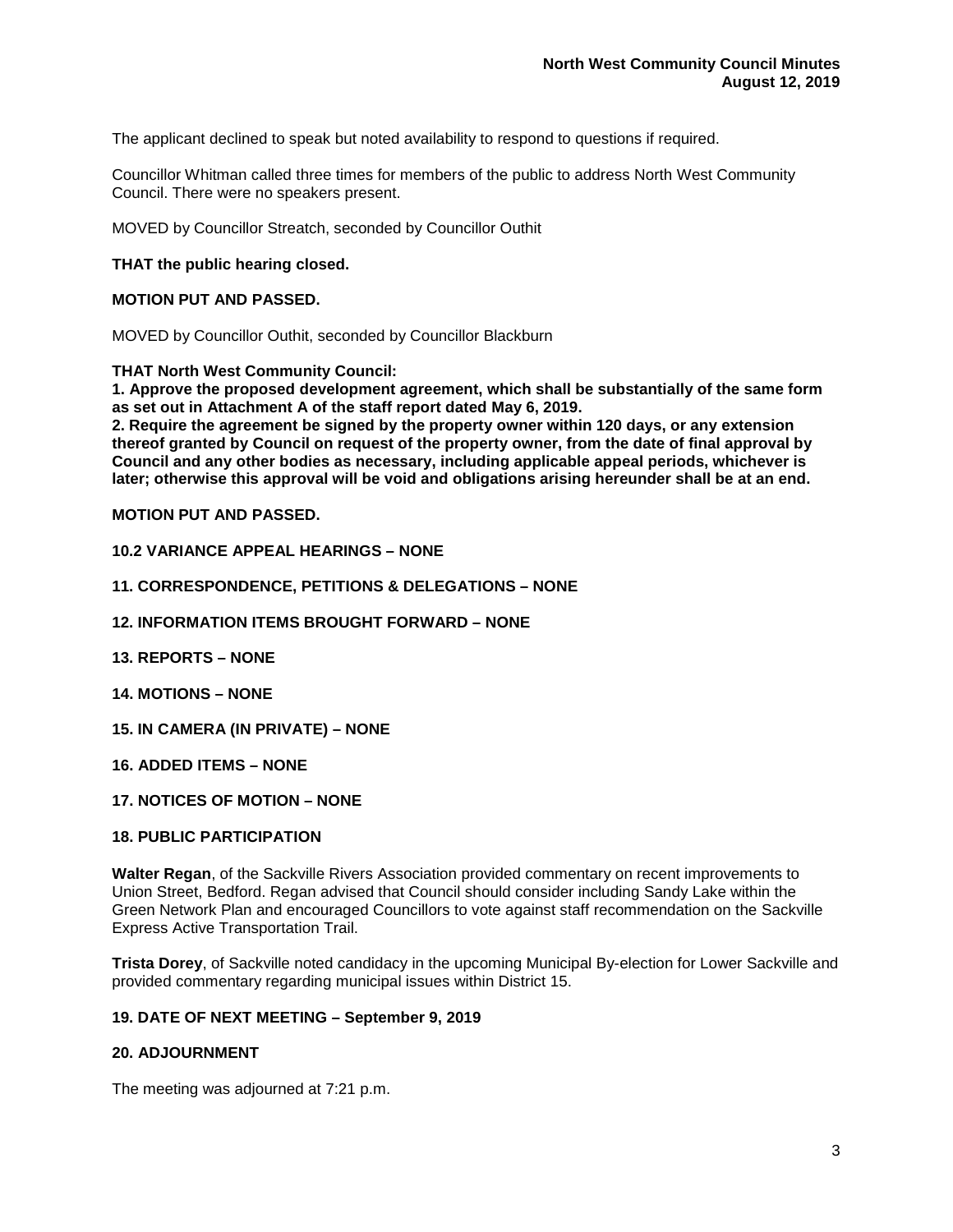The applicant declined to speak but noted availability to respond to questions if required.

Councillor Whitman called three times for members of the public to address North West Community Council. There were no speakers present.

MOVED by Councillor Streatch, seconded by Councillor Outhit

**THAT the public hearing closed.**

**MOTION PUT AND PASSED.**

MOVED by Councillor Outhit, seconded by Councillor Blackburn

**THAT North West Community Council:**
**1. Approve the proposed development agreement, which shall be substantially of the same form as set out in Attachment A of the staff report dated May 6, 2019.**
**2. Require the agreement be signed by the property owner within 120 days, or any extension thereof granted by Council on request of the property owner, from the date of final approval by Council and any other bodies as necessary, including applicable appeal periods, whichever is later; otherwise this approval will be void and obligations arising hereunder shall be at an end.**

**MOTION PUT AND PASSED.**

**10.2 VARIANCE APPEAL HEARINGS – NONE**

**11. CORRESPONDENCE, PETITIONS & DELEGATIONS – NONE**

**12. INFORMATION ITEMS BROUGHT FORWARD – NONE**

**13. REPORTS – NONE**

**14. MOTIONS – NONE**

**15. IN CAMERA (IN PRIVATE) – NONE**

**16. ADDED ITEMS – NONE**

**17. NOTICES OF MOTION – NONE**

**18. PUBLIC PARTICIPATION**

**Walter Regan**, of the Sackville Rivers Association provided commentary on recent improvements to Union Street, Bedford. Regan advised that Council should consider including Sandy Lake within the Green Network Plan and encouraged Councillors to vote against staff recommendation on the Sackville Express Active Transportation Trail.

**Trista Dorey**, of Sackville noted candidacy in the upcoming Municipal By-election for Lower Sackville and provided commentary regarding municipal issues within District 15.

**19. DATE OF NEXT MEETING – September 9, 2019**

**20. ADJOURNMENT**

The meeting was adjourned at 7:21 p.m.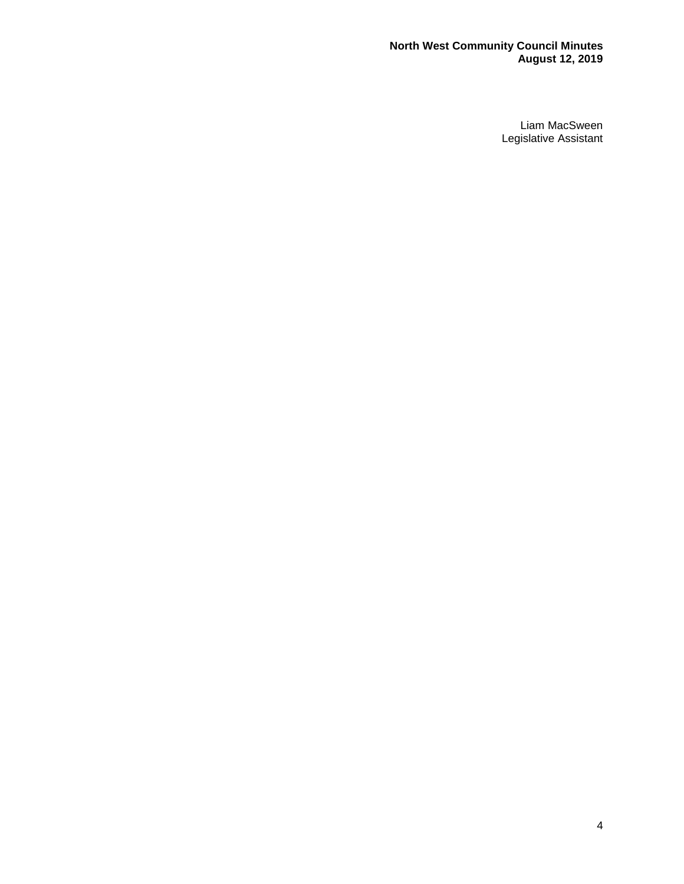Liam MacSween
Legislative Assistant